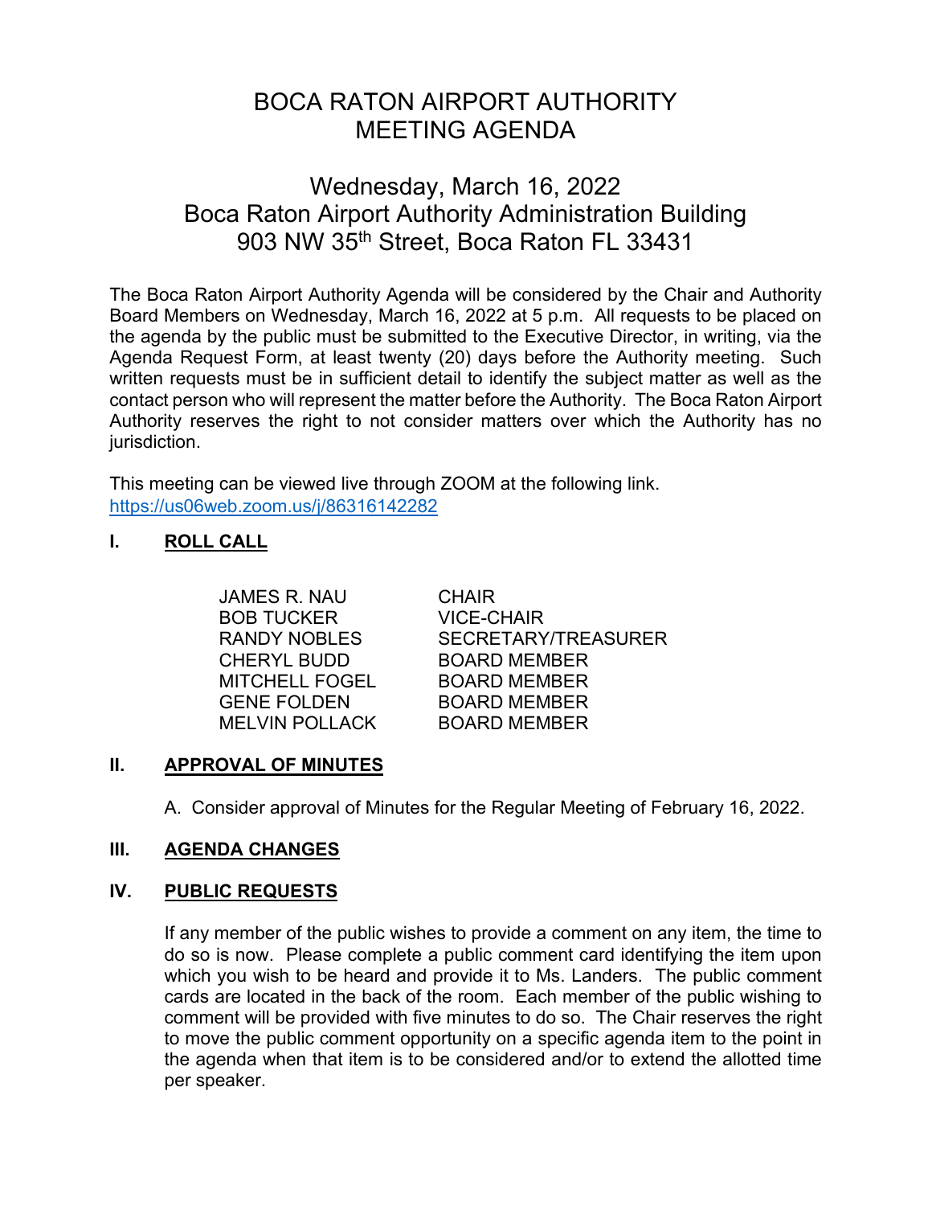# BOCA RATON AIRPORT AUTHORITY
# MEETING AGENDA

## Wednesday, March 16, 2022
## Boca Raton Airport Authority Administration Building
## 903 NW 35th Street, Boca Raton FL 33431

The Boca Raton Airport Authority Agenda will be considered by the Chair and Authority Board Members on Wednesday, March 16, 2022 at 5 p.m. All requests to be placed on the agenda by the public must be submitted to the Executive Director, in writing, via the Agenda Request Form, at least twenty (20) days before the Authority meeting. Such written requests must be in sufficient detail to identify the subject matter as well as the contact person who will represent the matter before the Authority. The Boca Raton Airport Authority reserves the right to not consider matters over which the Authority has no jurisdiction.

This meeting can be viewed live through ZOOM at the following link.
[https://us06web.zoom.us/j/86316142282](https://us06web.zoom.us/j/86316142282)

### I. ROLL CALL

| | |
|---|---|
| JAMES R. NAU | CHAIR |
| BOB TUCKER | VICE-CHAIR |
| RANDY NOBLES | SECRETARY/TREASURER |
| CHERYL BUDD | BOARD MEMBER |
| MITCHELL FOGEL | BOARD MEMBER |
| GENE FOLDEN | BOARD MEMBER |
| MELVIN POLLACK | BOARD MEMBER |

### II. APPROVAL OF MINUTES

A. Consider approval of Minutes for the Regular Meeting of February 16, 2022.

### III. AGENDA CHANGES

### IV. PUBLIC REQUESTS

If any member of the public wishes to provide a comment on any item, the time to do so is now. Please complete a public comment card identifying the item upon which you wish to be heard and provide it to Ms. Landers. The public comment cards are located in the back of the room. Each member of the public wishing to comment will be provided with five minutes to do so. The Chair reserves the right to move the public comment opportunity on a specific agenda item to the point in the agenda when that item is to be considered and/or to extend the allotted time per speaker.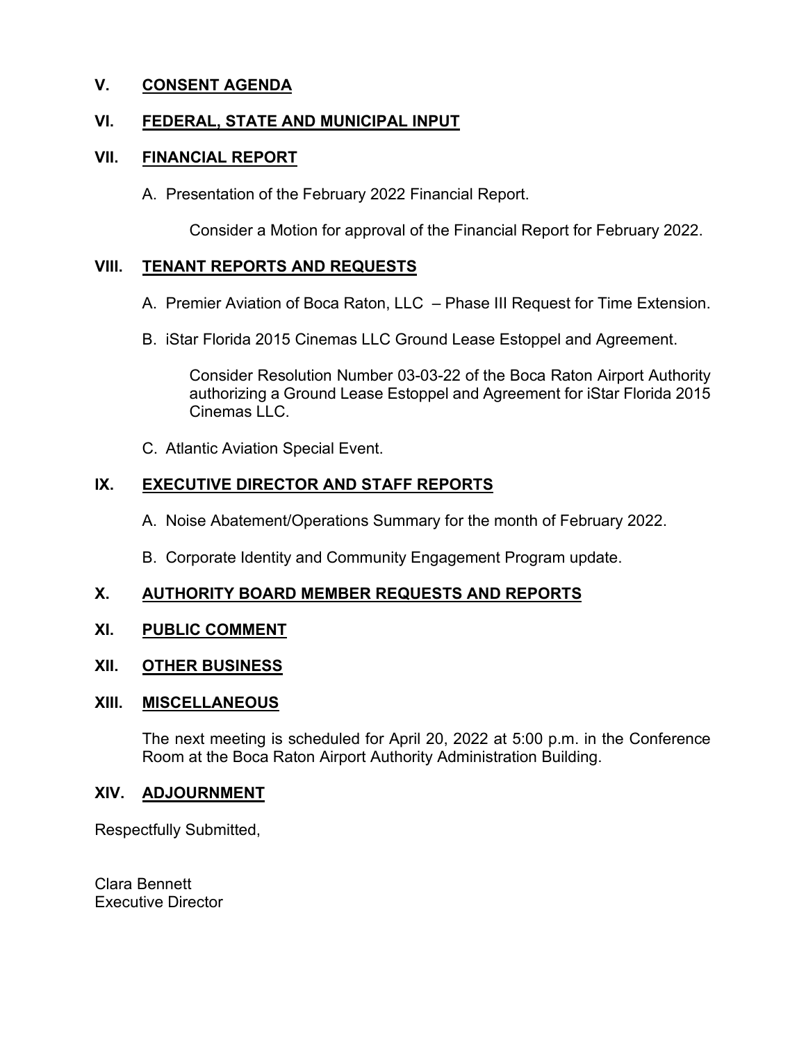## V. CONSENT AGENDA

## VI. FEDERAL, STATE AND MUNICIPAL INPUT

## VII. FINANCIAL REPORT

A. Presentation of the February 2022 Financial Report.

Consider a Motion for approval of the Financial Report for February 2022.

## VIII. TENANT REPORTS AND REQUESTS

A. Premier Aviation of Boca Raton, LLC – Phase III Request for Time Extension.

B. iStar Florida 2015 Cinemas LLC Ground Lease Estoppel and Agreement.

Consider Resolution Number 03-03-22 of the Boca Raton Airport Authority authorizing a Ground Lease Estoppel and Agreement for iStar Florida 2015 Cinemas LLC.

C. Atlantic Aviation Special Event.

## IX. EXECUTIVE DIRECTOR AND STAFF REPORTS

A. Noise Abatement/Operations Summary for the month of February 2022.

B. Corporate Identity and Community Engagement Program update.

## X. AUTHORITY BOARD MEMBER REQUESTS AND REPORTS

## XI. PUBLIC COMMENT

## XII. OTHER BUSINESS

## XIII. MISCELLANEOUS

The next meeting is scheduled for April 20, 2022 at 5:00 p.m. in the Conference Room at the Boca Raton Airport Authority Administration Building.

## XIV. ADJOURNMENT

Respectfully Submitted,

Clara Bennett
Executive Director